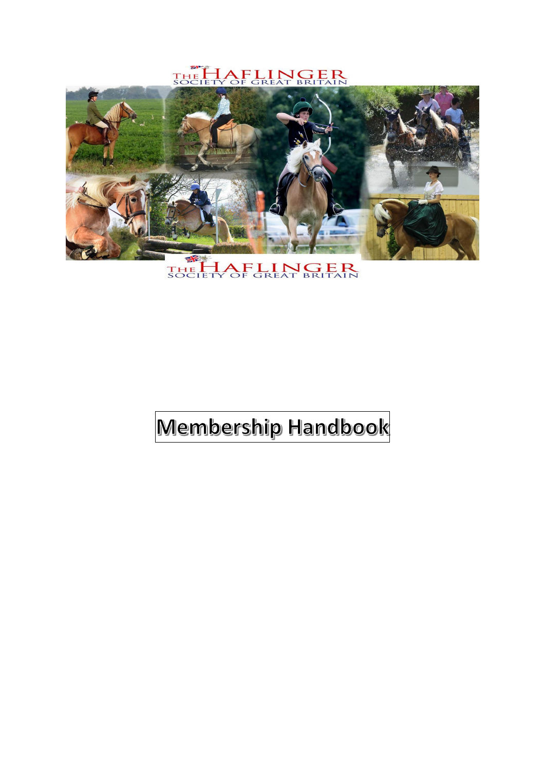THE HAFLINGER SOCIETY OF GREAT BRITAIN

THE HAFLINGER SOCIETY OF GREAT BRITAIN

# Membership Handbook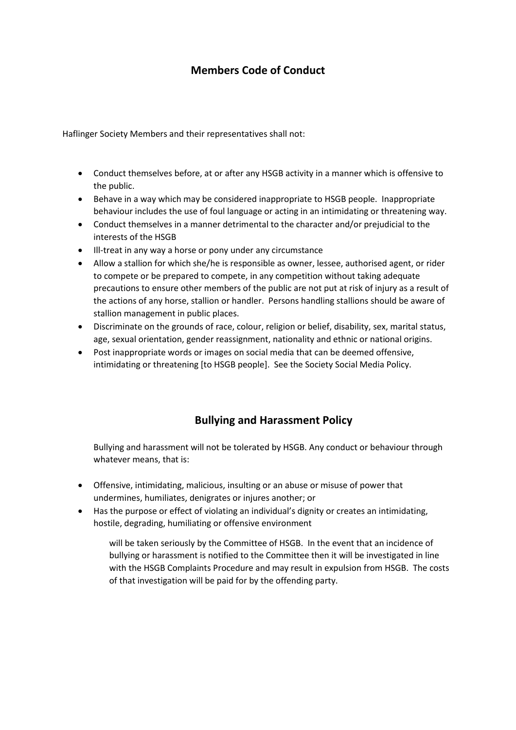## Members Code of Conduct

Haflinger Society Members and their representatives shall not:

- Conduct themselves before, at or after any HSGB activity in a manner which is offensive to the public.
- Behave in a way which may be considered inappropriate to HSGB people. Inappropriate behaviour includes the use of foul language or acting in an intimidating or threatening way.
- Conduct themselves in a manner detrimental to the character and/or prejudicial to the interests of the HSGB
- Ill-treat in any way a horse or pony under any circumstance
- Allow a stallion for which she/he is responsible as owner, lessee, authorised agent, or rider to compete or be prepared to compete, in any competition without taking adequate precautions to ensure other members of the public are not put at risk of injury as a result of the actions of any horse, stallion or handler. Persons handling stallions should be aware of stallion management in public places.
- Discriminate on the grounds of race, colour, religion or belief, disability, sex, marital status, age, sexual orientation, gender reassignment, nationality and ethnic or national origins.
- Post inappropriate words or images on social media that can be deemed offensive, intimidating or threatening [to HSGB people]. See the Society Social Media Policy.

## Bullying and Harassment Policy

Bullying and harassment will not be tolerated by HSGB. Any conduct or behaviour through whatever means, that is:

- Offensive, intimidating, malicious, insulting or an abuse or misuse of power that undermines, humiliates, denigrates or injures another; or
- Has the purpose or effect of violating an individual's dignity or creates an intimidating, hostile, degrading, humiliating or offensive environment

will be taken seriously by the Committee of HSGB. In the event that an incidence of bullying or harassment is notified to the Committee then it will be investigated in line with the HSGB Complaints Procedure and may result in expulsion from HSGB. The costs of that investigation will be paid for by the offending party.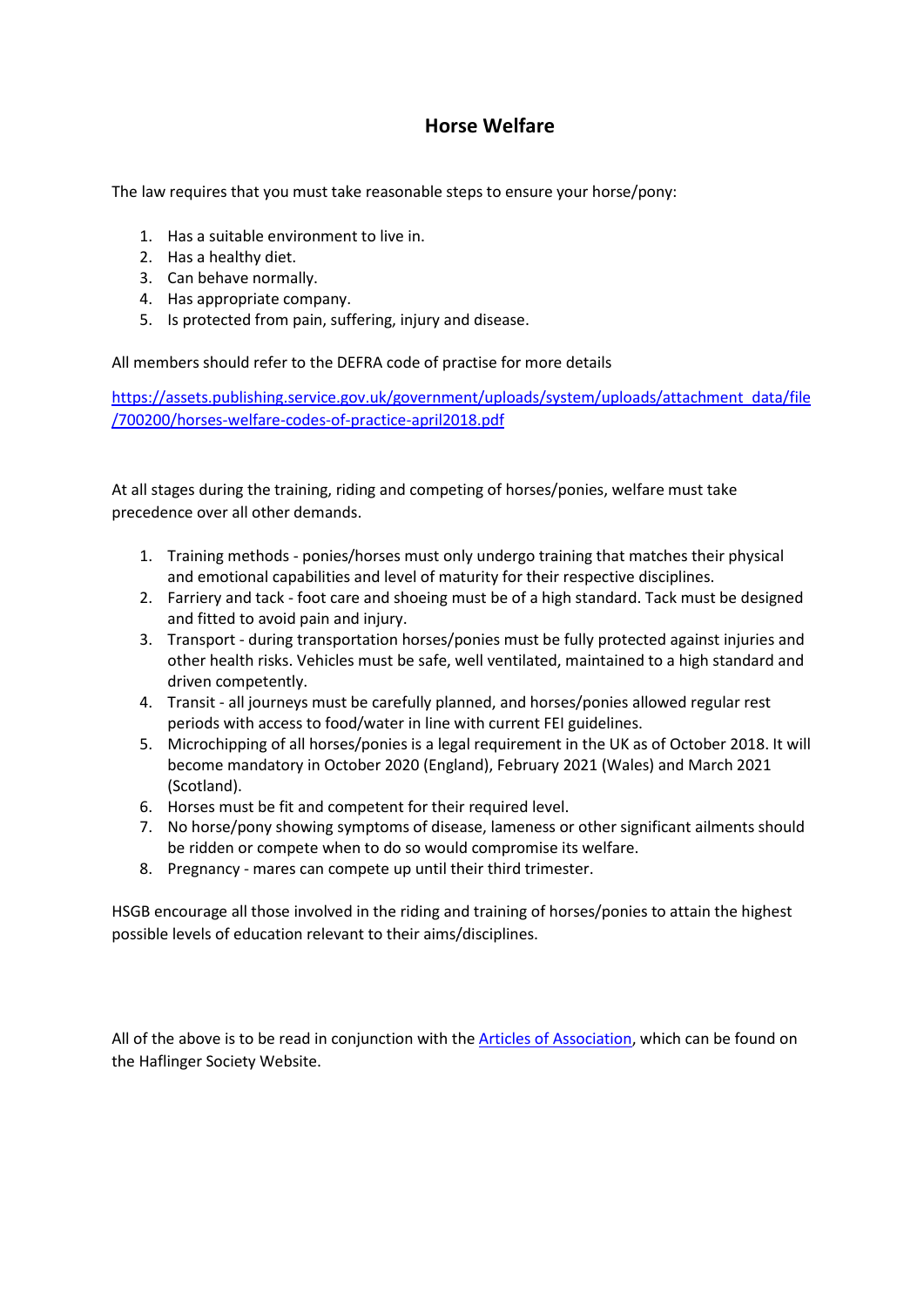# Horse Welfare

The law requires that you must take reasonable steps to ensure your horse/pony:

1. Has a suitable environment to live in.
2. Has a healthy diet.
3. Can behave normally.
4. Has appropriate company.
5. Is protected from pain, suffering, injury and disease.

All members should refer to the DEFRA code of practise for more details

[https://assets.publishing.service.gov.uk/government/uploads/system/uploads/attachment_data/file/700200/horses-welfare-codes-of-practice-april2018.pdf](https://assets.publishing.service.gov.uk/government/uploads/system/uploads/attachment_data/file/700200/horses-welfare-codes-of-practice-april2018.pdf)

At all stages during the training, riding and competing of horses/ponies, welfare must take precedence over all other demands.

1. Training methods - ponies/horses must only undergo training that matches their physical and emotional capabilities and level of maturity for their respective disciplines.
2. Farriery and tack - foot care and shoeing must be of a high standard. Tack must be designed and fitted to avoid pain and injury.
3. Transport - during transportation horses/ponies must be fully protected against injuries and other health risks. Vehicles must be safe, well ventilated, maintained to a high standard and driven competently.
4. Transit - all journeys must be carefully planned, and horses/ponies allowed regular rest periods with access to food/water in line with current FEI guidelines.
5. Microchipping of all horses/ponies is a legal requirement in the UK as of October 2018. It will become mandatory in October 2020 (England), February 2021 (Wales) and March 2021 (Scotland).
6. Horses must be fit and competent for their required level.
7. No horse/pony showing symptoms of disease, lameness or other significant ailments should be ridden or compete when to do so would compromise its welfare.
8. Pregnancy - mares can compete up until their third trimester.

HSGB encourage all those involved in the riding and training of horses/ponies to attain the highest possible levels of education relevant to their aims/disciplines.

All of the above is to be read in conjunction with the Articles of Association, which can be found on the Haflinger Society Website.